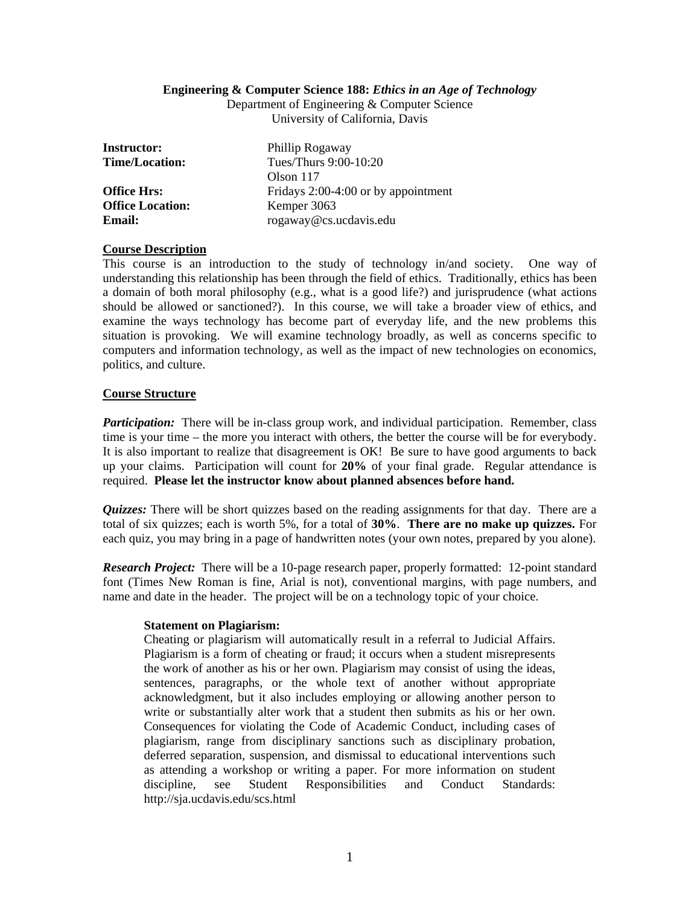**Engineering & Computer Science 188: *Ethics in an Age of Technology***
Department of Engineering & Computer Science
University of California, Davis

| | |
|---|---|
| **Instructor:** | Phillip Rogaway |
| **Time/Location:** | Tues/Thurs 9:00-10:20<br>Olson 117 |
| **Office Hrs:** | Fridays 2:00-4:00 or by appointment |
| **Office Location:** | Kemper 3063 |
| **Email:** | rogaway@cs.ucdavis.edu |

## Course Description

This course is an introduction to the study of technology in/and society. One way of understanding this relationship has been through the field of ethics. Traditionally, ethics has been a domain of both moral philosophy (e.g., what is a good life?) and jurisprudence (what actions should be allowed or sanctioned?). In this course, we will take a broader view of ethics, and examine the ways technology has become part of everyday life, and the new problems this situation is provoking. We will examine technology broadly, as well as concerns specific to computers and information technology, as well as the impact of new technologies on economics, politics, and culture.

## Course Structure

***Participation:*** There will be in-class group work, and individual participation. Remember, class time is your time – the more you interact with others, the better the course will be for everybody. It is also important to realize that disagreement is OK! Be sure to have good arguments to back up your claims. Participation will count for **20%** of your final grade. Regular attendance is required. **Please let the instructor know about planned absences before hand.**

***Quizzes:*** There will be short quizzes based on the reading assignments for that day. There are a total of six quizzes; each is worth 5%, for a total of **30%**. **There are no make up quizzes.** For each quiz, you may bring in a page of handwritten notes (your own notes, prepared by you alone).

***Research Project:*** There will be a 10-page research paper, properly formatted: 12-point standard font (Times New Roman is fine, Arial is not), conventional margins, with page numbers, and name and date in the header. The project will be on a technology topic of your choice.

> **Statement on Plagiarism:**
> Cheating or plagiarism will automatically result in a referral to Judicial Affairs. Plagiarism is a form of cheating or fraud; it occurs when a student misrepresents the work of another as his or her own. Plagiarism may consist of using the ideas, sentences, paragraphs, or the whole text of another without appropriate acknowledgment, but it also includes employing or allowing another person to write or substantially alter work that a student then submits as his or her own. Consequences for violating the Code of Academic Conduct, including cases of plagiarism, range from disciplinary sanctions such as disciplinary probation, deferred separation, suspension, and dismissal to educational interventions such as attending a workshop or writing a paper. For more information on student discipline, see Student Responsibilities and Conduct Standards: http://sja.ucdavis.edu/scs.html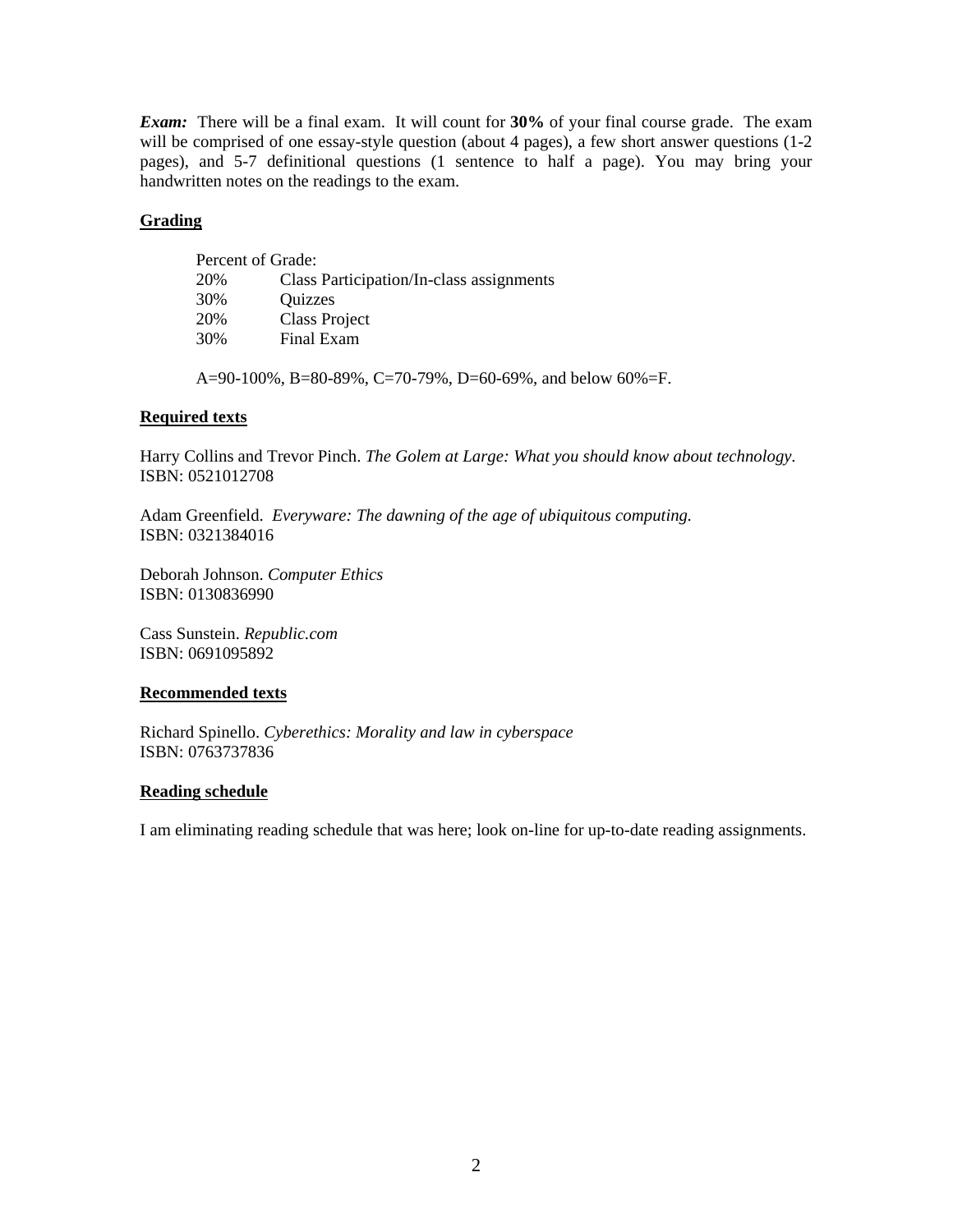***Exam:*** There will be a final exam. It will count for **30%** of your final course grade. The exam will be comprised of one essay-style question (about 4 pages), a few short answer questions (1-2 pages), and 5-7 definitional questions (1 sentence to half a page). You may bring your handwritten notes on the readings to the exam.

## Grading

Percent of Grade:

| | |
|---|---|
| 20% | Class Participation/In-class assignments |
| 30% | Quizzes |
| 20% | Class Project |
| 30% | Final Exam |

A=90-100%, B=80-89%, C=70-79%, D=60-69%, and below 60%=F.

## Required texts

Harry Collins and Trevor Pinch. *The Golem at Large: What you should know about technology*. ISBN: 0521012708

Adam Greenfield. *Everyware: The dawning of the age of ubiquitous computing.* ISBN: 0321384016

Deborah Johnson. *Computer Ethics*
ISBN: 0130836990

Cass Sunstein. *Republic.com*
ISBN: 0691095892

## Recommended texts

Richard Spinello. *Cyberethics: Morality and law in cyberspace*
ISBN: 0763737836

## Reading schedule

I am eliminating reading schedule that was here; look on-line for up-to-date reading assignments.